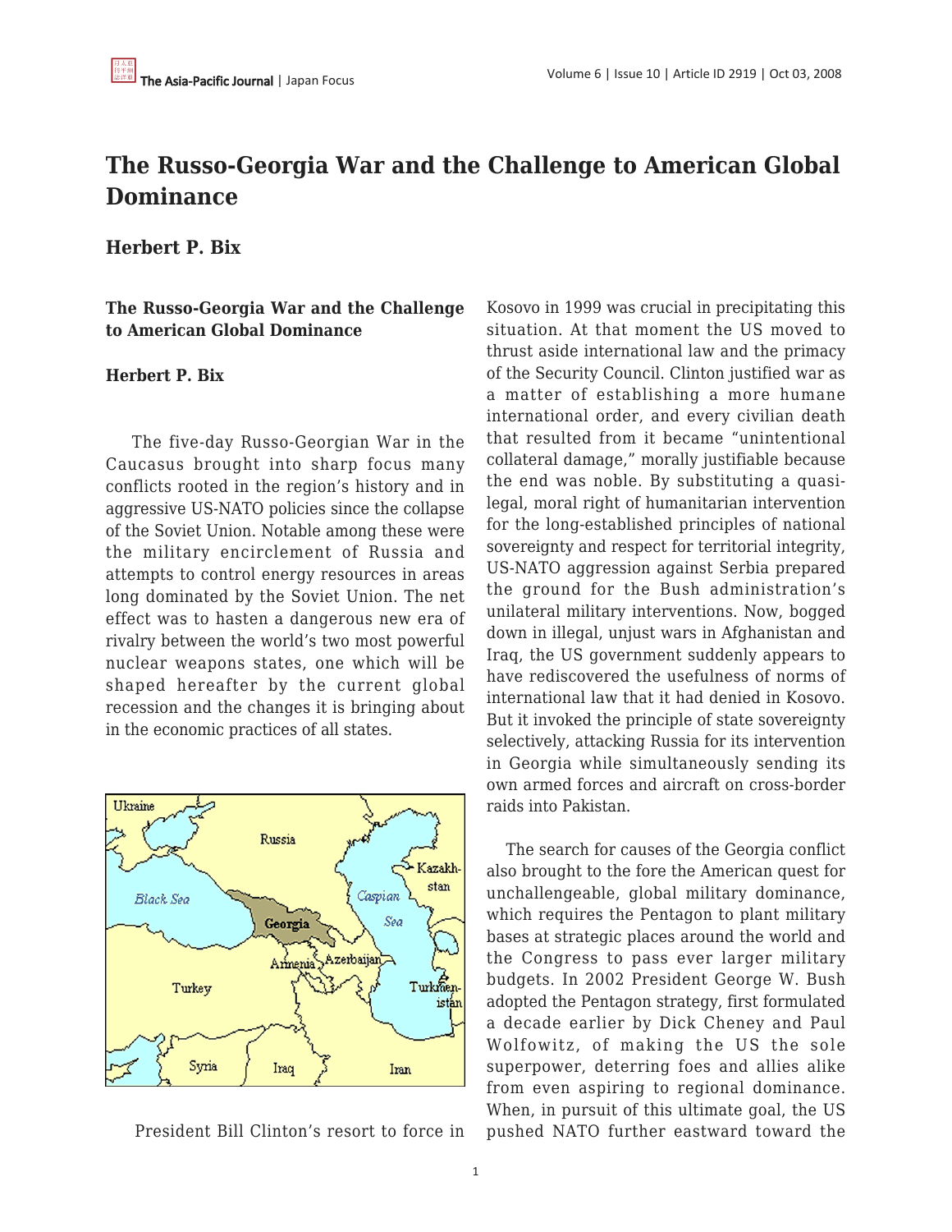# The Russo-Georgia War and the Challenge to American Global Dominance

**Herbert P. Bix**

**The Russo-Georgia War and the Challenge to American Global Dominance**

**Herbert P. Bix**

The five-day Russo-Georgian War in the Caucasus brought into sharp focus many conflicts rooted in the region's history and in aggressive US-NATO policies since the collapse of the Soviet Union. Notable among these were the military encirclement of Russia and attempts to control energy resources in areas long dominated by the Soviet Union. The net effect was to hasten a dangerous new era of rivalry between the world's two most powerful nuclear weapons states, one which will be shaped hereafter by the current global recession and the changes it is bringing about in the economic practices of all states.

President Bill Clinton's resort to force in Kosovo in 1999 was crucial in precipitating this situation. At that moment the US moved to thrust aside international law and the primacy of the Security Council. Clinton justified war as a matter of establishing a more humane international order, and every civilian death that resulted from it became "unintentional collateral damage," morally justifiable because the end was noble. By substituting a quasi-legal, moral right of humanitarian intervention for the long-established principles of national sovereignty and respect for territorial integrity, US-NATO aggression against Serbia prepared the ground for the Bush administration's unilateral military interventions. Now, bogged down in illegal, unjust wars in Afghanistan and Iraq, the US government suddenly appears to have rediscovered the usefulness of norms of international law that it had denied in Kosovo. But it invoked the principle of state sovereignty selectively, attacking Russia for its intervention in Georgia while simultaneously sending its own armed forces and aircraft on cross-border raids into Pakistan.

The search for causes of the Georgia conflict also brought to the fore the American quest for unchallengeable, global military dominance, which requires the Pentagon to plant military bases at strategic places around the world and the Congress to pass ever larger military budgets. In 2002 President George W. Bush adopted the Pentagon strategy, first formulated a decade earlier by Dick Cheney and Paul Wolfowitz, of making the US the sole superpower, deterring foes and allies alike from even aspiring to regional dominance. When, in pursuit of this ultimate goal, the US pushed NATO further eastward toward the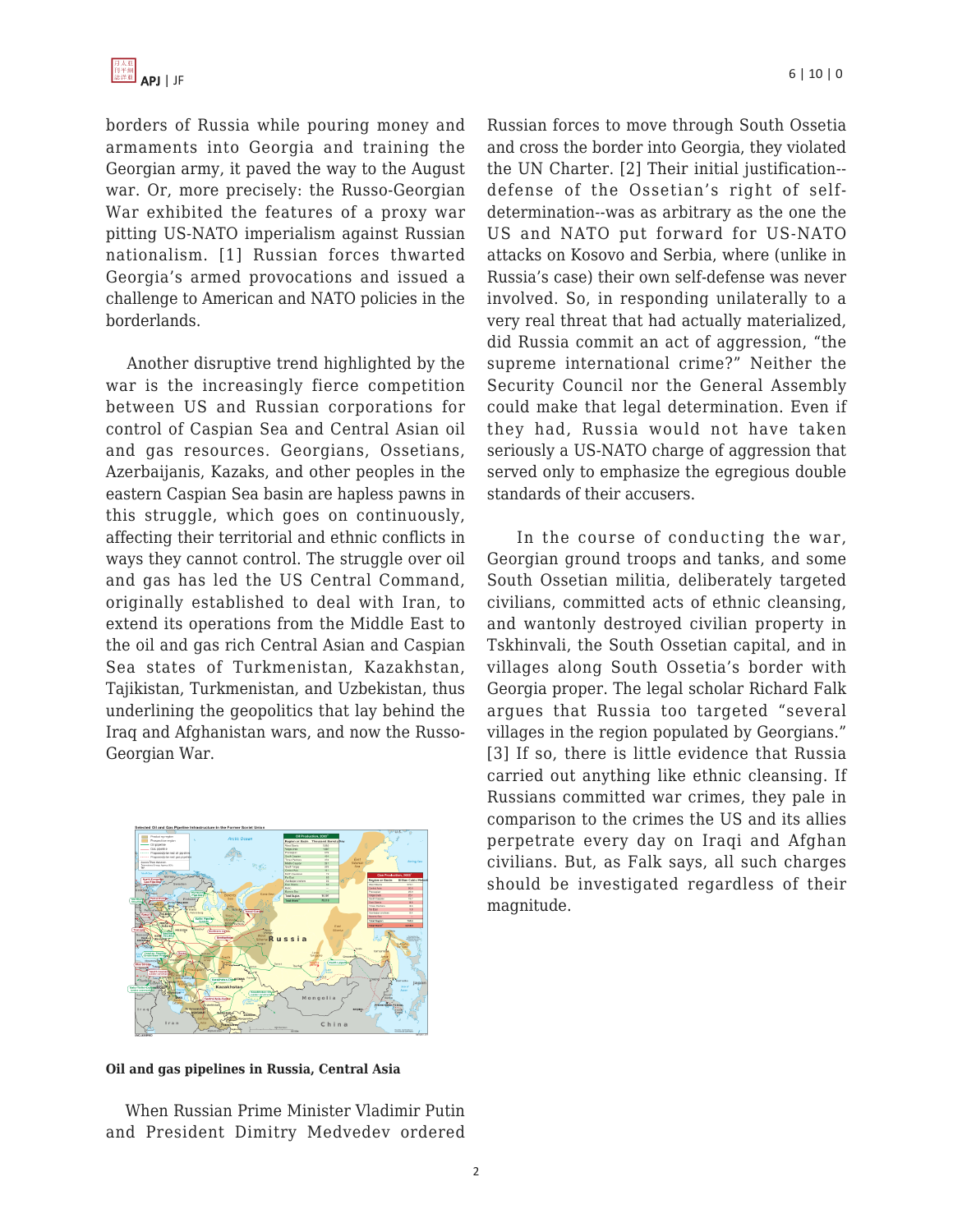borders of Russia while pouring money and armaments into Georgia and training the Georgian army, it paved the way to the August war. Or, more precisely: the Russo-Georgian War exhibited the features of a proxy war pitting US-NATO imperialism against Russian nationalism. [1] Russian forces thwarted Georgia's armed provocations and issued a challenge to American and NATO policies in the borderlands.

Another disruptive trend highlighted by the war is the increasingly fierce competition between US and Russian corporations for control of Caspian Sea and Central Asian oil and gas resources. Georgians, Ossetians, Azerbaijanis, Kazaks, and other peoples in the eastern Caspian Sea basin are hapless pawns in this struggle, which goes on continuously, affecting their territorial and ethnic conflicts in ways they cannot control. The struggle over oil and gas has led the US Central Command, originally established to deal with Iran, to extend its operations from the Middle East to the oil and gas rich Central Asian and Caspian Sea states of Turkmenistan, Kazakhstan, Tajikistan, Turkmenistan, and Uzbekistan, thus underlining the geopolitics that lay behind the Iraq and Afghanistan wars, and now the Russo-Georgian War.

**Oil and gas pipelines in Russia, Central Asia**

When Russian Prime Minister Vladimir Putin and President Dimitry Medvedev ordered Russian forces to move through South Ossetia and cross the border into Georgia, they violated the UN Charter. [2] Their initial justification--defense of the Ossetian's right of self-determination--was as arbitrary as the one the US and NATO put forward for US-NATO attacks on Kosovo and Serbia, where (unlike in Russia's case) their own self-defense was never involved. So, in responding unilaterally to a very real threat that had actually materialized, did Russia commit an act of aggression, "the supreme international crime?" Neither the Security Council nor the General Assembly could make that legal determination. Even if they had, Russia would not have taken seriously a US-NATO charge of aggression that served only to emphasize the egregious double standards of their accusers.

In the course of conducting the war, Georgian ground troops and tanks, and some South Ossetian militia, deliberately targeted civilians, committed acts of ethnic cleansing, and wantonly destroyed civilian property in Tskhinvali, the South Ossetian capital, and in villages along South Ossetia's border with Georgia proper. The legal scholar Richard Falk argues that Russia too targeted "several villages in the region populated by Georgians." [3] If so, there is little evidence that Russia carried out anything like ethnic cleansing. If Russians committed war crimes, they pale in comparison to the crimes the US and its allies perpetrate every day on Iraqi and Afghan civilians. But, as Falk says, all such charges should be investigated regardless of their magnitude.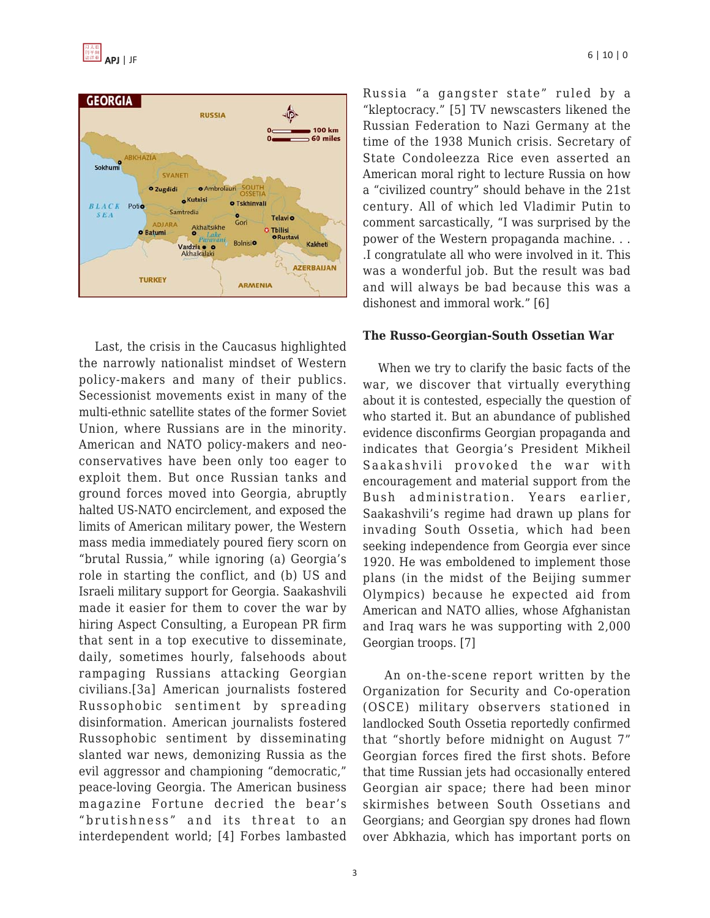Last, the crisis in the Caucasus highlighted the narrowly nationalist mindset of Western policy-makers and many of their publics. Secessionist movements exist in many of the multi-ethnic satellite states of the former Soviet Union, where Russians are in the minority. American and NATO policy-makers and neo-conservatives have been only too eager to exploit them. But once Russian tanks and ground forces moved into Georgia, abruptly halted US-NATO encirclement, and exposed the limits of American military power, the Western mass media immediately poured fiery scorn on "brutal Russia," while ignoring (a) Georgia's role in starting the conflict, and (b) US and Israeli military support for Georgia. Saakashvili made it easier for them to cover the war by hiring Aspect Consulting, a European PR firm that sent in a top executive to disseminate, daily, sometimes hourly, falsehoods about rampaging Russians attacking Georgian civilians.[3a] American journalists fostered Russophobic sentiment by spreading disinformation. American journalists fostered Russophobic sentiment by disseminating slanted war news, demonizing Russia as the evil aggressor and championing "democratic," peace-loving Georgia. The American business magazine Fortune decried the bear's "brutishness" and its threat to an interdependent world; [4] Forbes lambasted Russia "a gangster state" ruled by a "kleptocracy." [5] TV newscasters likened the Russian Federation to Nazi Germany at the time of the 1938 Munich crisis. Secretary of State Condoleezza Rice even asserted an American moral right to lecture Russia on how a "civilized country" should behave in the 21st century. All of which led Vladimir Putin to comment sarcastically, "I was surprised by the power of the Western propaganda machine. . . .I congratulate all who were involved in it. This was a wonderful job. But the result was bad and will always be bad because this was a dishonest and immoral work." [6]

### The Russo-Georgian-South Ossetian War

When we try to clarify the basic facts of the war, we discover that virtually everything about it is contested, especially the question of who started it. But an abundance of published evidence disconfirms Georgian propaganda and indicates that Georgia's President Mikheil Saakashvili provoked the war with encouragement and material support from the Bush administration. Years earlier, Saakashvili's regime had drawn up plans for invading South Ossetia, which had been seeking independence from Georgia ever since 1920. He was emboldened to implement those plans (in the midst of the Beijing summer Olympics) because he expected aid from American and NATO allies, whose Afghanistan and Iraq wars he was supporting with 2,000 Georgian troops. [7]

An on-the-scene report written by the Organization for Security and Co-operation (OSCE) military observers stationed in landlocked South Ossetia reportedly confirmed that "shortly before midnight on August 7" Georgian forces fired the first shots. Before that time Russian jets had occasionally entered Georgian air space; there had been minor skirmishes between South Ossetians and Georgians; and Georgian spy drones had flown over Abkhazia, which has important ports on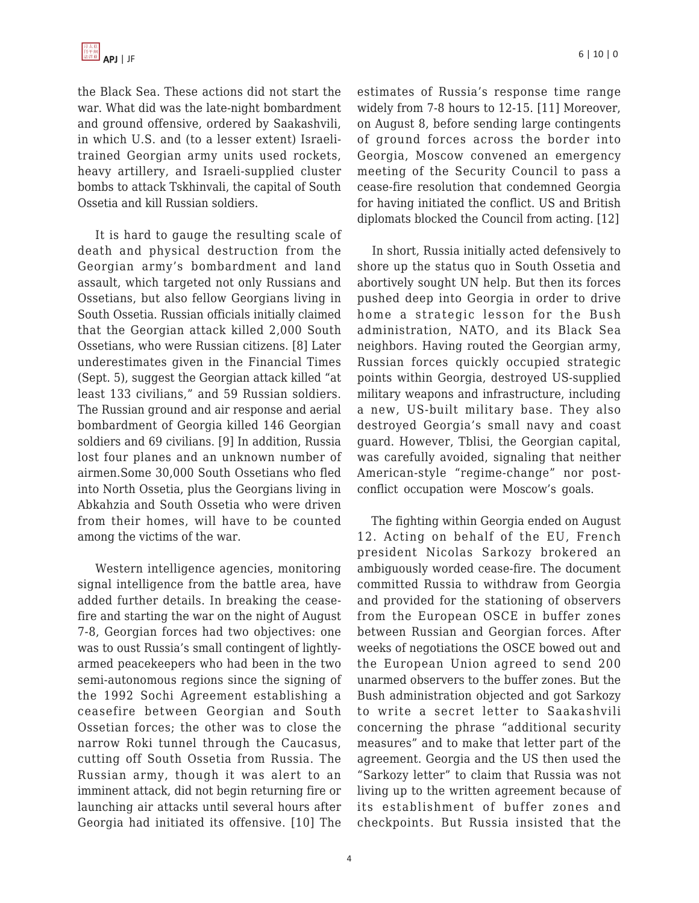the Black Sea. These actions did not start the war. What did was the late-night bombardment and ground offensive, ordered by Saakashvili, in which U.S. and (to a lesser extent) Israeli-trained Georgian army units used rockets, heavy artillery, and Israeli-supplied cluster bombs to attack Tskhinvali, the capital of South Ossetia and kill Russian soldiers.

It is hard to gauge the resulting scale of death and physical destruction from the Georgian army's bombardment and land assault, which targeted not only Russians and Ossetians, but also fellow Georgians living in South Ossetia. Russian officials initially claimed that the Georgian attack killed 2,000 South Ossetians, who were Russian citizens. [8] Later underestimates given in the Financial Times (Sept. 5), suggest the Georgian attack killed "at least 133 civilians," and 59 Russian soldiers. The Russian ground and air response and aerial bombardment of Georgia killed 146 Georgian soldiers and 69 civilians. [9] In addition, Russia lost four planes and an unknown number of airmen.Some 30,000 South Ossetians who fled into North Ossetia, plus the Georgians living in Abkahzia and South Ossetia who were driven from their homes, will have to be counted among the victims of the war.

Western intelligence agencies, monitoring signal intelligence from the battle area, have added further details. In breaking the cease-fire and starting the war on the night of August 7-8, Georgian forces had two objectives: one was to oust Russia's small contingent of lightly-armed peacekeepers who had been in the two semi-autonomous regions since the signing of the 1992 Sochi Agreement establishing a ceasefire between Georgian and South Ossetian forces; the other was to close the narrow Roki tunnel through the Caucasus, cutting off South Ossetia from Russia. The Russian army, though it was alert to an imminent attack, did not begin returning fire or launching air attacks until several hours after Georgia had initiated its offensive. [10] The estimates of Russia's response time range widely from 7-8 hours to 12-15. [11] Moreover, on August 8, before sending large contingents of ground forces across the border into Georgia, Moscow convened an emergency meeting of the Security Council to pass a cease-fire resolution that condemned Georgia for having initiated the conflict. US and British diplomats blocked the Council from acting. [12]

In short, Russia initially acted defensively to shore up the status quo in South Ossetia and abortively sought UN help. But then its forces pushed deep into Georgia in order to drive home a strategic lesson for the Bush administration, NATO, and its Black Sea neighbors. Having routed the Georgian army, Russian forces quickly occupied strategic points within Georgia, destroyed US-supplied military weapons and infrastructure, including a new, US-built military base. They also destroyed Georgia's small navy and coast guard. However, Tblisi, the Georgian capital, was carefully avoided, signaling that neither American-style "regime-change" nor post-conflict occupation were Moscow's goals.

The fighting within Georgia ended on August 12. Acting on behalf of the EU, French president Nicolas Sarkozy brokered an ambiguously worded cease-fire. The document committed Russia to withdraw from Georgia and provided for the stationing of observers from the European OSCE in buffer zones between Russian and Georgian forces. After weeks of negotiations the OSCE bowed out and the European Union agreed to send 200 unarmed observers to the buffer zones. But the Bush administration objected and got Sarkozy to write a secret letter to Saakashvili concerning the phrase "additional security measures" and to make that letter part of the agreement. Georgia and the US then used the "Sarkozy letter" to claim that Russia was not living up to the written agreement because of its establishment of buffer zones and checkpoints. But Russia insisted that the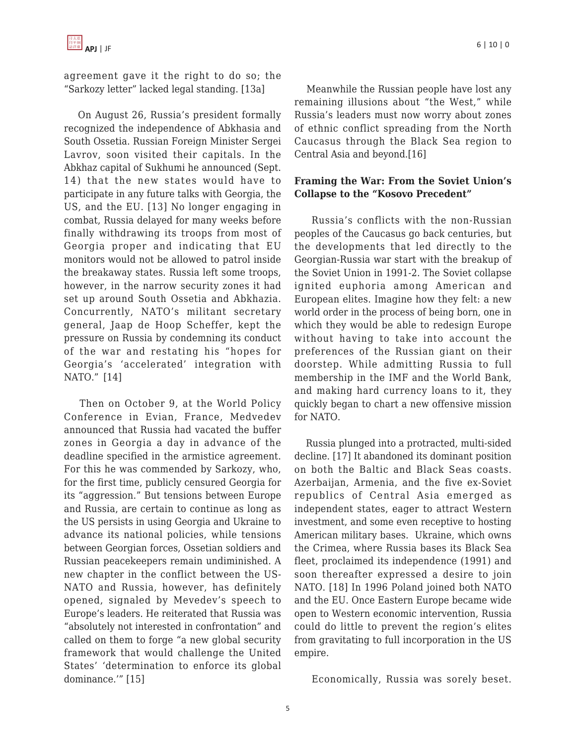agreement gave it the right to do so; the "Sarkozy letter" lacked legal standing. [13a]

On August 26, Russia's president formally recognized the independence of Abkhasia and South Ossetia. Russian Foreign Minister Sergei Lavrov, soon visited their capitals. In the Abkhaz capital of Sukhumi he announced (Sept. 14) that the new states would have to participate in any future talks with Georgia, the US, and the EU. [13] No longer engaging in combat, Russia delayed for many weeks before finally withdrawing its troops from most of Georgia proper and indicating that EU monitors would not be allowed to patrol inside the breakaway states. Russia left some troops, however, in the narrow security zones it had set up around South Ossetia and Abkhazia. Concurrently, NATO's militant secretary general, Jaap de Hoop Scheffer, kept the pressure on Russia by condemning its conduct of the war and restating his "hopes for Georgia's 'accelerated' integration with NATO." [14]

Then on October 9, at the World Policy Conference in Evian, France, Medvedev announced that Russia had vacated the buffer zones in Georgia a day in advance of the deadline specified in the armistice agreement. For this he was commended by Sarkozy, who, for the first time, publicly censured Georgia for its "aggression." But tensions between Europe and Russia, are certain to continue as long as the US persists in using Georgia and Ukraine to advance its national policies, while tensions between Georgian forces, Ossetian soldiers and Russian peacekeepers remain undiminished. A new chapter in the conflict between the US-NATO and Russia, however, has definitely opened, signaled by Mevedev's speech to Europe's leaders. He reiterated that Russia was "absolutely not interested in confrontation" and called on them to forge "a new global security framework that would challenge the United States' 'determination to enforce its global dominance.'" [15]

Meanwhile the Russian people have lost any remaining illusions about "the West," while Russia's leaders must now worry about zones of ethnic conflict spreading from the North Caucasus through the Black Sea region to Central Asia and beyond.[16]

## Framing the War: From the Soviet Union's Collapse to the "Kosovo Precedent"

Russia's conflicts with the non-Russian peoples of the Caucasus go back centuries, but the developments that led directly to the Georgian-Russia war start with the breakup of the Soviet Union in 1991-2. The Soviet collapse ignited euphoria among American and European elites. Imagine how they felt: a new world order in the process of being born, one in which they would be able to redesign Europe without having to take into account the preferences of the Russian giant on their doorstep. While admitting Russia to full membership in the IMF and the World Bank, and making hard currency loans to it, they quickly began to chart a new offensive mission for NATO.

Russia plunged into a protracted, multi-sided decline. [17] It abandoned its dominant position on both the Baltic and Black Seas coasts. Azerbaijan, Armenia, and the five ex-Soviet republics of Central Asia emerged as independent states, eager to attract Western investment, and some even receptive to hosting American military bases. Ukraine, which owns the Crimea, where Russia bases its Black Sea fleet, proclaimed its independence (1991) and soon thereafter expressed a desire to join NATO. [18] In 1996 Poland joined both NATO and the EU. Once Eastern Europe became wide open to Western economic intervention, Russia could do little to prevent the region's elites from gravitating to full incorporation in the US empire.

Economically, Russia was sorely beset.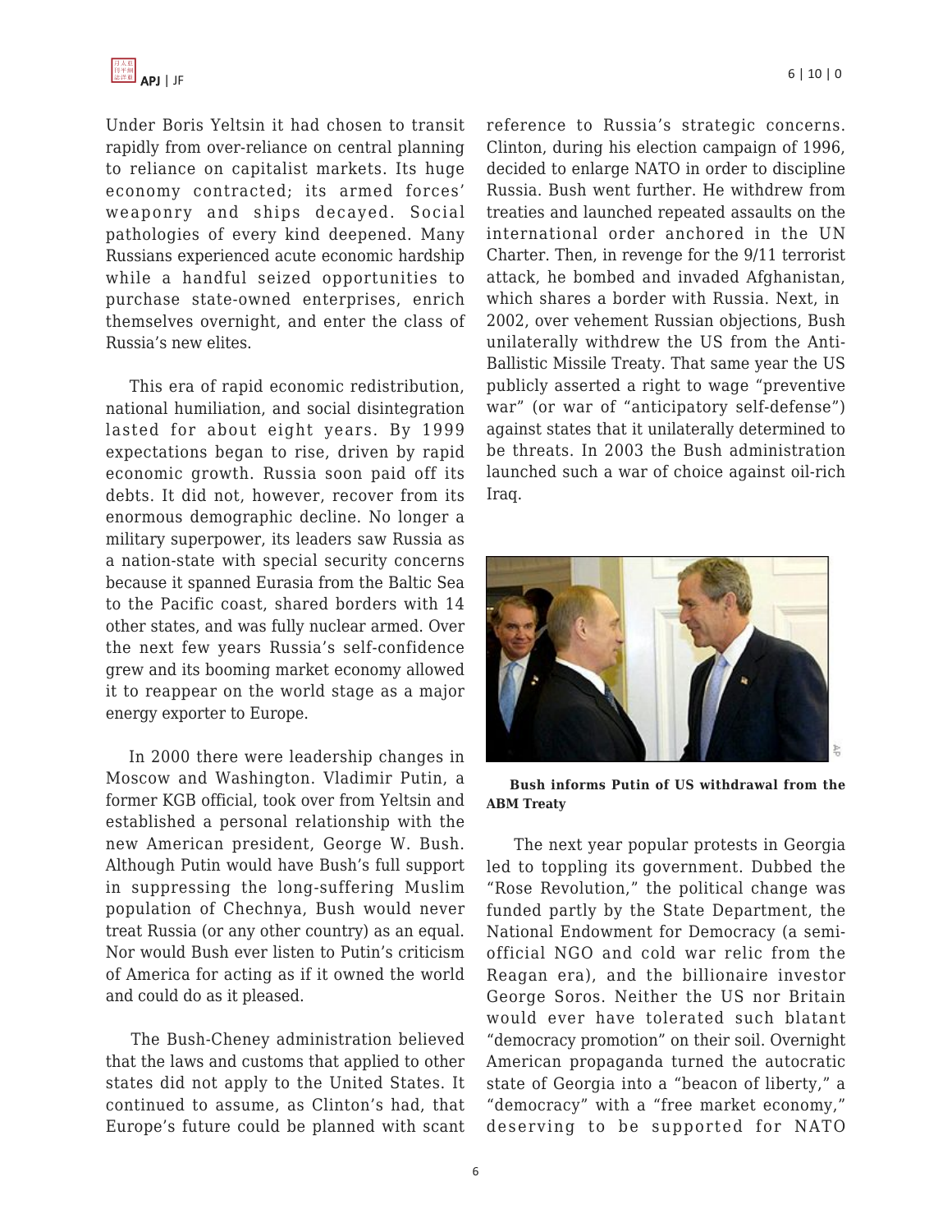Under Boris Yeltsin it had chosen to transit rapidly from over-reliance on central planning to reliance on capitalist markets. Its huge economy contracted; its armed forces' weaponry and ships decayed. Social pathologies of every kind deepened. Many Russians experienced acute economic hardship while a handful seized opportunities to purchase state-owned enterprises, enrich themselves overnight, and enter the class of Russia's new elites.

This era of rapid economic redistribution, national humiliation, and social disintegration lasted for about eight years. By 1999 expectations began to rise, driven by rapid economic growth. Russia soon paid off its debts. It did not, however, recover from its enormous demographic decline. No longer a military superpower, its leaders saw Russia as a nation-state with special security concerns because it spanned Eurasia from the Baltic Sea to the Pacific coast, shared borders with 14 other states, and was fully nuclear armed. Over the next few years Russia's self-confidence grew and its booming market economy allowed it to reappear on the world stage as a major energy exporter to Europe.

In 2000 there were leadership changes in Moscow and Washington. Vladimir Putin, a former KGB official, took over from Yeltsin and established a personal relationship with the new American president, George W. Bush. Although Putin would have Bush's full support in suppressing the long-suffering Muslim population of Chechnya, Bush would never treat Russia (or any other country) as an equal. Nor would Bush ever listen to Putin's criticism of America for acting as if it owned the world and could do as it pleased.

The Bush-Cheney administration believed that the laws and customs that applied to other states did not apply to the United States. It continued to assume, as Clinton's had, that Europe's future could be planned with scant reference to Russia's strategic concerns. Clinton, during his election campaign of 1996, decided to enlarge NATO in order to discipline Russia. Bush went further. He withdrew from treaties and launched repeated assaults on the international order anchored in the UN Charter. Then, in revenge for the 9/11 terrorist attack, he bombed and invaded Afghanistan, which shares a border with Russia. Next, in 2002, over vehement Russian objections, Bush unilaterally withdrew the US from the Anti-Ballistic Missile Treaty. That same year the US publicly asserted a right to wage "preventive war" (or war of "anticipatory self-defense") against states that it unilaterally determined to be threats. In 2003 the Bush administration launched such a war of choice against oil-rich Iraq.

**Bush informs Putin of US withdrawal from the ABM Treaty**

The next year popular protests in Georgia led to toppling its government. Dubbed the "Rose Revolution," the political change was funded partly by the State Department, the National Endowment for Democracy (a semi-official NGO and cold war relic from the Reagan era), and the billionaire investor George Soros. Neither the US nor Britain would ever have tolerated such blatant "democracy promotion" on their soil. Overnight American propaganda turned the autocratic state of Georgia into a "beacon of liberty," a "democracy" with a "free market economy," deserving to be supported for NATO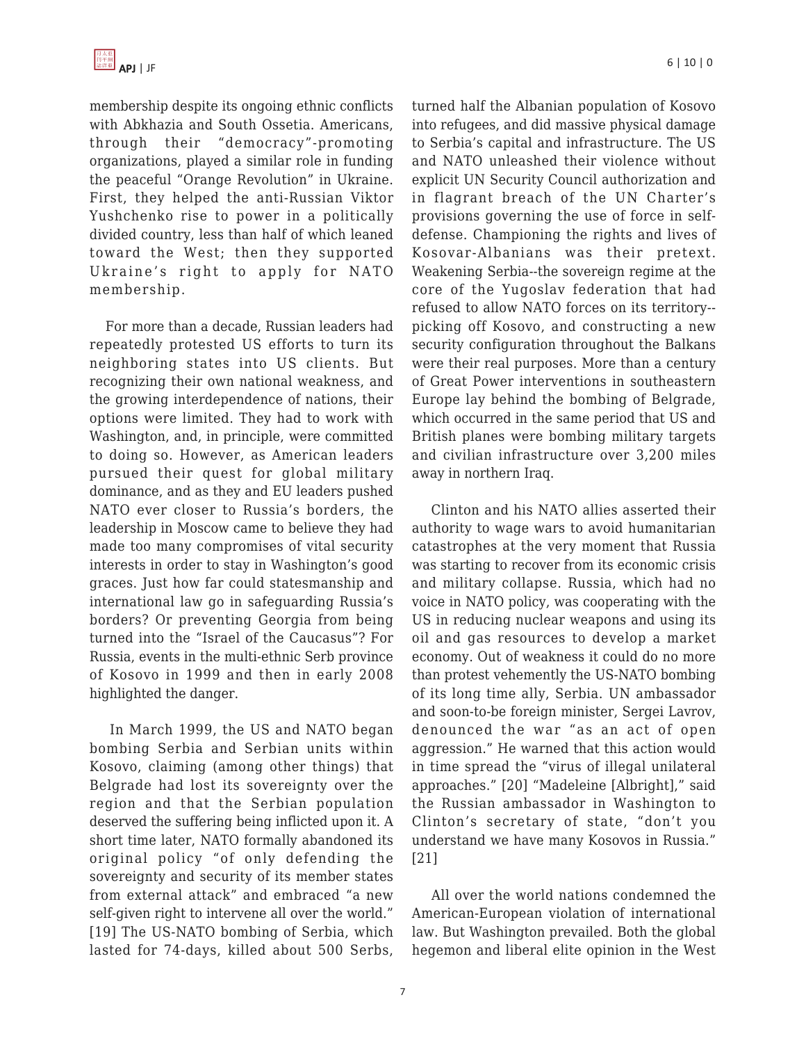membership despite its ongoing ethnic conflicts with Abkhazia and South Ossetia. Americans, through their "democracy"-promoting organizations, played a similar role in funding the peaceful "Orange Revolution" in Ukraine. First, they helped the anti-Russian Viktor Yushchenko rise to power in a politically divided country, less than half of which leaned toward the West; then they supported Ukraine's right to apply for NATO membership.

For more than a decade, Russian leaders had repeatedly protested US efforts to turn its neighboring states into US clients. But recognizing their own national weakness, and the growing interdependence of nations, their options were limited. They had to work with Washington, and, in principle, were committed to doing so. However, as American leaders pursued their quest for global military dominance, and as they and EU leaders pushed NATO ever closer to Russia's borders, the leadership in Moscow came to believe they had made too many compromises of vital security interests in order to stay in Washington's good graces. Just how far could statesmanship and international law go in safeguarding Russia's borders? Or preventing Georgia from being turned into the "Israel of the Caucasus"? For Russia, events in the multi-ethnic Serb province of Kosovo in 1999 and then in early 2008 highlighted the danger.

In March 1999, the US and NATO began bombing Serbia and Serbian units within Kosovo, claiming (among other things) that Belgrade had lost its sovereignty over the region and that the Serbian population deserved the suffering being inflicted upon it. A short time later, NATO formally abandoned its original policy "of only defending the sovereignty and security of its member states from external attack" and embraced "a new self-given right to intervene all over the world." [19] The US-NATO bombing of Serbia, which lasted for 74-days, killed about 500 Serbs, turned half the Albanian population of Kosovo into refugees, and did massive physical damage to Serbia's capital and infrastructure. The US and NATO unleashed their violence without explicit UN Security Council authorization and in flagrant breach of the UN Charter's provisions governing the use of force in self-defense. Championing the rights and lives of Kosovar-Albanians was their pretext. Weakening Serbia--the sovereign regime at the core of the Yugoslav federation that had refused to allow NATO forces on its territory--picking off Kosovo, and constructing a new security configuration throughout the Balkans were their real purposes. More than a century of Great Power interventions in southeastern Europe lay behind the bombing of Belgrade, which occurred in the same period that US and British planes were bombing military targets and civilian infrastructure over 3,200 miles away in northern Iraq.

Clinton and his NATO allies asserted their authority to wage wars to avoid humanitarian catastrophes at the very moment that Russia was starting to recover from its economic crisis and military collapse. Russia, which had no voice in NATO policy, was cooperating with the US in reducing nuclear weapons and using its oil and gas resources to develop a market economy. Out of weakness it could do no more than protest vehemently the US-NATO bombing of its long time ally, Serbia. UN ambassador and soon-to-be foreign minister, Sergei Lavrov, denounced the war "as an act of open aggression." He warned that this action would in time spread the "virus of illegal unilateral approaches." [20] "Madeleine [Albright]," said the Russian ambassador in Washington to Clinton's secretary of state, "don't you understand we have many Kosovos in Russia." [21]

All over the world nations condemned the American-European violation of international law. But Washington prevailed. Both the global hegemon and liberal elite opinion in the West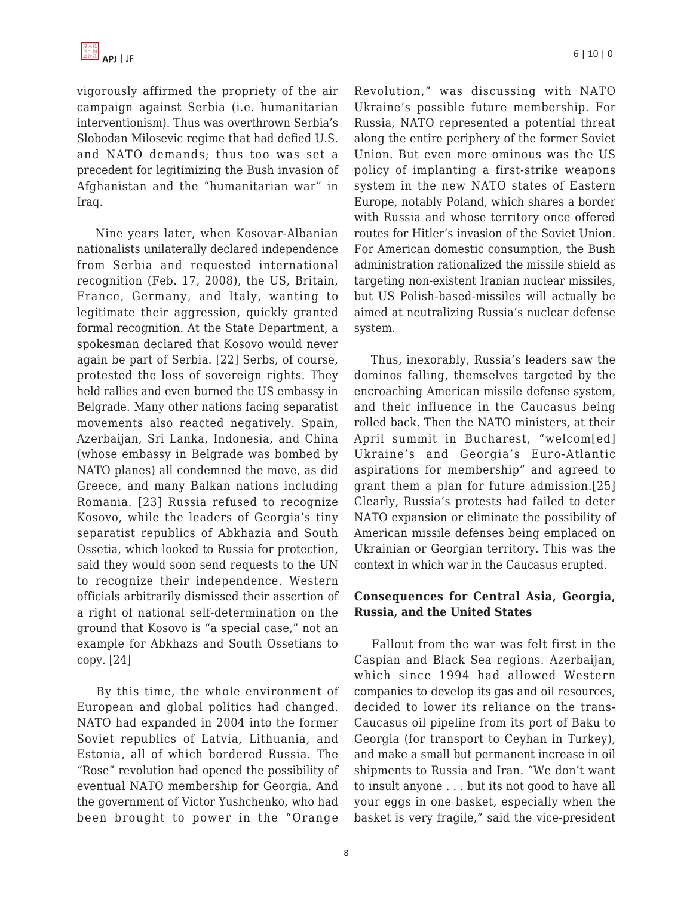vigorously affirmed the propriety of the air campaign against Serbia (i.e. humanitarian interventionism). Thus was overthrown Serbia's Slobodan Milosevic regime that had defied U.S. and NATO demands; thus too was set a precedent for legitimizing the Bush invasion of Afghanistan and the "humanitarian war" in Iraq.

Nine years later, when Kosovar-Albanian nationalists unilaterally declared independence from Serbia and requested international recognition (Feb. 17, 2008), the US, Britain, France, Germany, and Italy, wanting to legitimate their aggression, quickly granted formal recognition. At the State Department, a spokesman declared that Kosovo would never again be part of Serbia. [22] Serbs, of course, protested the loss of sovereign rights. They held rallies and even burned the US embassy in Belgrade. Many other nations facing separatist movements also reacted negatively. Spain, Azerbaijan, Sri Lanka, Indonesia, and China (whose embassy in Belgrade was bombed by NATO planes) all condemned the move, as did Greece, and many Balkan nations including Romania. [23] Russia refused to recognize Kosovo, while the leaders of Georgia's tiny separatist republics of Abkhazia and South Ossetia, which looked to Russia for protection, said they would soon send requests to the UN to recognize their independence. Western officials arbitrarily dismissed their assertion of a right of national self-determination on the ground that Kosovo is "a special case," not an example for Abkhazs and South Ossetians to copy. [24]

By this time, the whole environment of European and global politics had changed. NATO had expanded in 2004 into the former Soviet republics of Latvia, Lithuania, and Estonia, all of which bordered Russia. The "Rose" revolution had opened the possibility of eventual NATO membership for Georgia. And the government of Victor Yushchenko, who had been brought to power in the "Orange Revolution," was discussing with NATO Ukraine's possible future membership. For Russia, NATO represented a potential threat along the entire periphery of the former Soviet Union. But even more ominous was the US policy of implanting a first-strike weapons system in the new NATO states of Eastern Europe, notably Poland, which shares a border with Russia and whose territory once offered routes for Hitler's invasion of the Soviet Union. For American domestic consumption, the Bush administration rationalized the missile shield as targeting non-existent Iranian nuclear missiles, but US Polish-based-missiles will actually be aimed at neutralizing Russia's nuclear defense system.

Thus, inexorably, Russia's leaders saw the dominos falling, themselves targeted by the encroaching American missile defense system, and their influence in the Caucasus being rolled back. Then the NATO ministers, at their April summit in Bucharest, "welcom[ed] Ukraine's and Georgia's Euro-Atlantic aspirations for membership" and agreed to grant them a plan for future admission.[25] Clearly, Russia's protests had failed to deter NATO expansion or eliminate the possibility of American missile defenses being emplaced on Ukrainian or Georgian territory. This was the context in which war in the Caucasus erupted.

**Consequences for Central Asia, Georgia, Russia, and the United States**

Fallout from the war was felt first in the Caspian and Black Sea regions. Azerbaijan, which since 1994 had allowed Western companies to develop its gas and oil resources, decided to lower its reliance on the trans-Caucasus oil pipeline from its port of Baku to Georgia (for transport to Ceyhan in Turkey), and make a small but permanent increase in oil shipments to Russia and Iran. "We don't want to insult anyone . . . but its not good to have all your eggs in one basket, especially when the basket is very fragile," said the vice-president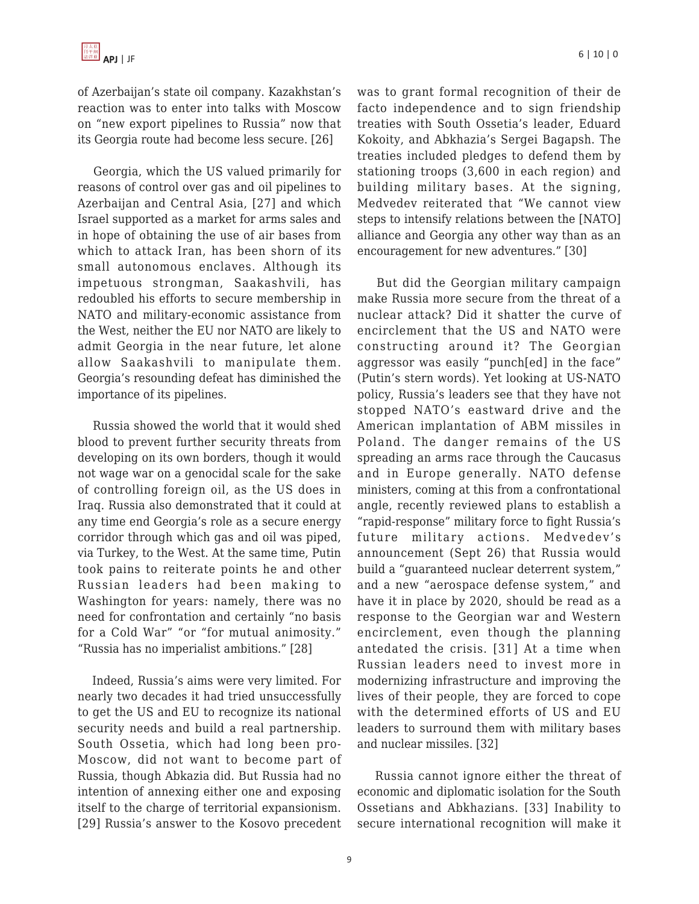of Azerbaijan's state oil company. Kazakhstan's reaction was to enter into talks with Moscow on "new export pipelines to Russia" now that its Georgia route had become less secure. [26]

Georgia, which the US valued primarily for reasons of control over gas and oil pipelines to Azerbaijan and Central Asia, [27] and which Israel supported as a market for arms sales and in hope of obtaining the use of air bases from which to attack Iran, has been shorn of its small autonomous enclaves. Although its impetuous strongman, Saakashvili, has redoubled his efforts to secure membership in NATO and military-economic assistance from the West, neither the EU nor NATO are likely to admit Georgia in the near future, let alone allow Saakashvili to manipulate them. Georgia's resounding defeat has diminished the importance of its pipelines.

Russia showed the world that it would shed blood to prevent further security threats from developing on its own borders, though it would not wage war on a genocidal scale for the sake of controlling foreign oil, as the US does in Iraq. Russia also demonstrated that it could at any time end Georgia's role as a secure energy corridor through which gas and oil was piped, via Turkey, to the West. At the same time, Putin took pains to reiterate points he and other Russian leaders had been making to Washington for years: namely, there was no need for confrontation and certainly "no basis for a Cold War" "or "for mutual animosity." "Russia has no imperialist ambitions." [28]

Indeed, Russia's aims were very limited. For nearly two decades it had tried unsuccessfully to get the US and EU to recognize its national security needs and build a real partnership. South Ossetia, which had long been pro-Moscow, did not want to become part of Russia, though Abkazia did. But Russia had no intention of annexing either one and exposing itself to the charge of territorial expansionism. [29] Russia's answer to the Kosovo precedent was to grant formal recognition of their de facto independence and to sign friendship treaties with South Ossetia's leader, Eduard Kokoity, and Abkhazia's Sergei Bagapsh. The treaties included pledges to defend them by stationing troops (3,600 in each region) and building military bases. At the signing, Medvedev reiterated that "We cannot view steps to intensify relations between the [NATO] alliance and Georgia any other way than as an encouragement for new adventures." [30]

But did the Georgian military campaign make Russia more secure from the threat of a nuclear attack? Did it shatter the curve of encirclement that the US and NATO were constructing around it? The Georgian aggressor was easily "punch[ed] in the face" (Putin's stern words). Yet looking at US-NATO policy, Russia's leaders see that they have not stopped NATO's eastward drive and the American implantation of ABM missiles in Poland. The danger remains of the US spreading an arms race through the Caucasus and in Europe generally. NATO defense ministers, coming at this from a confrontational angle, recently reviewed plans to establish a "rapid-response" military force to fight Russia's future military actions. Medvedev's announcement (Sept 26) that Russia would build a "guaranteed nuclear deterrent system," and a new "aerospace defense system," and have it in place by 2020, should be read as a response to the Georgian war and Western encirclement, even though the planning antedated the crisis. [31] At a time when Russian leaders need to invest more in modernizing infrastructure and improving the lives of their people, they are forced to cope with the determined efforts of US and EU leaders to surround them with military bases and nuclear missiles. [32]

Russia cannot ignore either the threat of economic and diplomatic isolation for the South Ossetians and Abkhazians. [33] Inability to secure international recognition will make it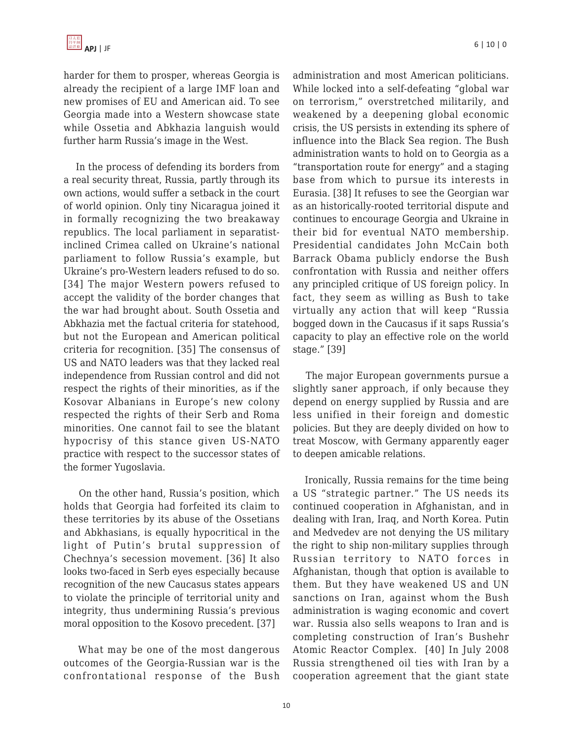harder for them to prosper, whereas Georgia is already the recipient of a large IMF loan and new promises of EU and American aid. To see Georgia made into a Western showcase state while Ossetia and Abkhazia languish would further harm Russia's image in the West.

In the process of defending its borders from a real security threat, Russia, partly through its own actions, would suffer a setback in the court of world opinion. Only tiny Nicaragua joined it in formally recognizing the two breakaway republics. The local parliament in separatist-inclined Crimea called on Ukraine's national parliament to follow Russia's example, but Ukraine's pro-Western leaders refused to do so. [34] The major Western powers refused to accept the validity of the border changes that the war had brought about. South Ossetia and Abkhazia met the factual criteria for statehood, but not the European and American political criteria for recognition. [35] The consensus of US and NATO leaders was that they lacked real independence from Russian control and did not respect the rights of their minorities, as if the Kosovar Albanians in Europe's new colony respected the rights of their Serb and Roma minorities. One cannot fail to see the blatant hypocrisy of this stance given US-NATO practice with respect to the successor states of the former Yugoslavia.

On the other hand, Russia's position, which holds that Georgia had forfeited its claim to these territories by its abuse of the Ossetians and Abkhasians, is equally hypocritical in the light of Putin's brutal suppression of Chechnya's secession movement. [36] It also looks two-faced in Serb eyes especially because recognition of the new Caucasus states appears to violate the principle of territorial unity and integrity, thus undermining Russia's previous moral opposition to the Kosovo precedent. [37]

What may be one of the most dangerous outcomes of the Georgia-Russian war is the confrontational response of the Bush administration and most American politicians. While locked into a self-defeating "global war on terrorism," overstretched militarily, and weakened by a deepening global economic crisis, the US persists in extending its sphere of influence into the Black Sea region. The Bush administration wants to hold on to Georgia as a "transportation route for energy" and a staging base from which to pursue its interests in Eurasia. [38] It refuses to see the Georgian war as an historically-rooted territorial dispute and continues to encourage Georgia and Ukraine in their bid for eventual NATO membership. Presidential candidates John McCain both Barrack Obama publicly endorse the Bush confrontation with Russia and neither offers any principled critique of US foreign policy. In fact, they seem as willing as Bush to take virtually any action that will keep "Russia bogged down in the Caucasus if it saps Russia's capacity to play an effective role on the world stage." [39]

The major European governments pursue a slightly saner approach, if only because they depend on energy supplied by Russia and are less unified in their foreign and domestic policies. But they are deeply divided on how to treat Moscow, with Germany apparently eager to deepen amicable relations.

Ironically, Russia remains for the time being a US "strategic partner." The US needs its continued cooperation in Afghanistan, and in dealing with Iran, Iraq, and North Korea. Putin and Medvedev are not denying the US military the right to ship non-military supplies through Russian territory to NATO forces in Afghanistan, though that option is available to them. But they have weakened US and UN sanctions on Iran, against whom the Bush administration is waging economic and covert war. Russia also sells weapons to Iran and is completing construction of Iran's Bushehr Atomic Reactor Complex. [40] In July 2008 Russia strengthened oil ties with Iran by a cooperation agreement that the giant state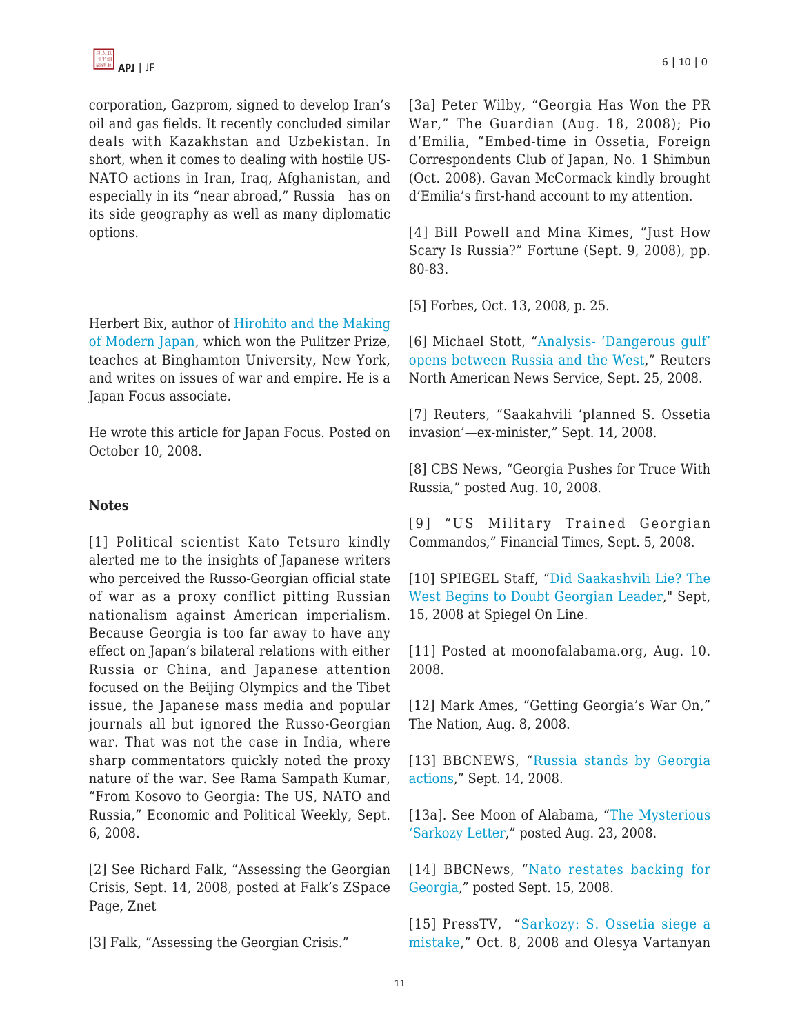corporation, Gazprom, signed to develop Iran's oil and gas fields. It recently concluded similar deals with Kazakhstan and Uzbekistan. In short, when it comes to dealing with hostile US-NATO actions in Iran, Iraq, Afghanistan, and especially in its "near abroad," Russia has on its side geography as well as many diplomatic options.

Herbert Bix, author of Hirohito and the Making of Modern Japan, which won the Pulitzer Prize, teaches at Binghamton University, New York, and writes on issues of war and empire. He is a Japan Focus associate.

He wrote this article for Japan Focus. Posted on October 10, 2008.

**Notes**

[1] Political scientist Kato Tetsuro kindly alerted me to the insights of Japanese writers who perceived the Russo-Georgian official state of war as a proxy conflict pitting Russian nationalism against American imperialism. Because Georgia is too far away to have any effect on Japan's bilateral relations with either Russia or China, and Japanese attention focused on the Beijing Olympics and the Tibet issue, the Japanese mass media and popular journals all but ignored the Russo-Georgian war. That was not the case in India, where sharp commentators quickly noted the proxy nature of the war. See Rama Sampath Kumar, "From Kosovo to Georgia: The US, NATO and Russia," Economic and Political Weekly, Sept. 6, 2008.

[2] See Richard Falk, "Assessing the Georgian Crisis, Sept. 14, 2008, posted at Falk's ZSpace Page, Znet

[3] Falk, "Assessing the Georgian Crisis."

[3a] Peter Wilby, "Georgia Has Won the PR War," The Guardian (Aug. 18, 2008); Pio d'Emilia, "Embed-time in Ossetia, Foreign Correspondents Club of Japan, No. 1 Shimbun (Oct. 2008). Gavan McCormack kindly brought d'Emilia's first-hand account to my attention.

[4] Bill Powell and Mina Kimes, "Just How Scary Is Russia?" Fortune (Sept. 9, 2008), pp. 80-83.

[5] Forbes, Oct. 13, 2008, p. 25.

[6] Michael Stott, "Analysis- 'Dangerous gulf' opens between Russia and the West," Reuters North American News Service, Sept. 25, 2008.

[7] Reuters, "Saakahvili 'planned S. Ossetia invasion'—ex-minister," Sept. 14, 2008.

[8] CBS News, "Georgia Pushes for Truce With Russia," posted Aug. 10, 2008.

[9] "US Military Trained Georgian Commandos," Financial Times, Sept. 5, 2008.

[10] SPIEGEL Staff, "Did Saakashvili Lie? The West Begins to Doubt Georgian Leader," Sept, 15, 2008 at Spiegel On Line.

[11] Posted at moonofalabama.org, Aug. 10. 2008.

[12] Mark Ames, "Getting Georgia's War On," The Nation, Aug. 8, 2008.

[13] BBCNEWS, "Russia stands by Georgia actions," Sept. 14, 2008.

[13a]. See Moon of Alabama, "The Mysterious 'Sarkozy Letter," posted Aug. 23, 2008.

[14] BBCNews, "Nato restates backing for Georgia," posted Sept. 15, 2008.

[15] PressTV, "Sarkozy: S. Ossetia siege a mistake," Oct. 8, 2008 and Olesya Vartanyan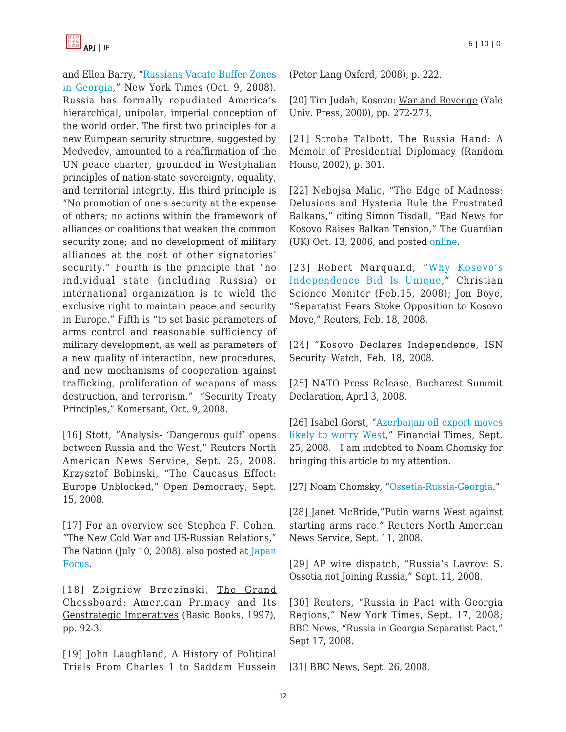and Ellen Barry, "Russians Vacate Buffer Zones in Georgia," New York Times (Oct. 9, 2008). Russia has formally repudiated America's hierarchical, unipolar, imperial conception of the world order. The first two principles for a new European security structure, suggested by Medvedev, amounted to a reaffirmation of the UN peace charter, grounded in Westphalian principles of nation-state sovereignty, equality, and territorial integrity. His third principle is "No promotion of one's security at the expense of others; no actions within the framework of alliances or coalitions that weaken the common security zone; and no development of military alliances at the cost of other signatories' security." Fourth is the principle that "no individual state (including Russia) or international organization is to wield the exclusive right to maintain peace and security in Europe." Fifth is "to set basic parameters of arms control and reasonable sufficiency of military development, as well as parameters of a new quality of interaction, new procedures, and new mechanisms of cooperation against trafficking, proliferation of weapons of mass destruction, and terrorism." "Security Treaty Principles," Komersant, Oct. 9, 2008.

[16] Stott, "Analysis- 'Dangerous gulf' opens between Russia and the West," Reuters North American News Service, Sept. 25, 2008. Krzysztof Bobinski, "The Caucasus Effect: Europe Unblocked," Open Democracy, Sept. 15, 2008.

[17] For an overview see Stephen F. Cohen, "The New Cold War and US-Russian Relations," The Nation (July 10, 2008), also posted at Japan Focus.

[18] Zbigniew Brzezinski, The Grand Chessboard: American Primacy and Its Geostrategic Imperatives (Basic Books, 1997), pp. 92-3.

[19] John Laughland, A History of Political Trials From Charles 1 to Saddam Hussein (Peter Lang Oxford, 2008), p. 222.

[20] Tim Judah, Kosovo: War and Revenge (Yale Univ. Press, 2000), pp. 272-273.

[21] Strobe Talbott, The Russia Hand: A Memoir of Presidential Diplomacy (Random House, 2002), p. 301.

[22] Nebojsa Malic, "The Edge of Madness: Delusions and Hysteria Rule the Frustrated Balkans," citing Simon Tisdall, "Bad News for Kosovo Raises Balkan Tension," The Guardian (UK) Oct. 13, 2006, and posted online.

[23] Robert Marquand, "Why Kosovo's Independence Bid Is Unique," Christian Science Monitor (Feb.15, 2008); Jon Boye, "Separatist Fears Stoke Opposition to Kosovo Move," Reuters, Feb. 18, 2008.

[24] "Kosovo Declares Independence, ISN Security Watch, Feb. 18, 2008.

[25] NATO Press Release, Bucharest Summit Declaration, April 3, 2008.

[26] Isabel Gorst, "Azerbaijan oil export moves likely to worry West," Financial Times, Sept. 25, 2008. I am indebted to Noam Chomsky for bringing this article to my attention.

[27] Noam Chomsky, "Ossetia-Russia-Georgia."

[28] Janet McBride,"Putin warns West against starting arms race," Reuters North American News Service, Sept. 11, 2008.

[29] AP wire dispatch, "Russia's Lavrov: S. Ossetia not Joining Russia," Sept. 11, 2008.

[30] Reuters, "Russia in Pact with Georgia Regions," New York Times, Sept. 17, 2008; BBC News, "Russia in Georgia Separatist Pact," Sept 17, 2008.

[31] BBC News, Sept. 26, 2008.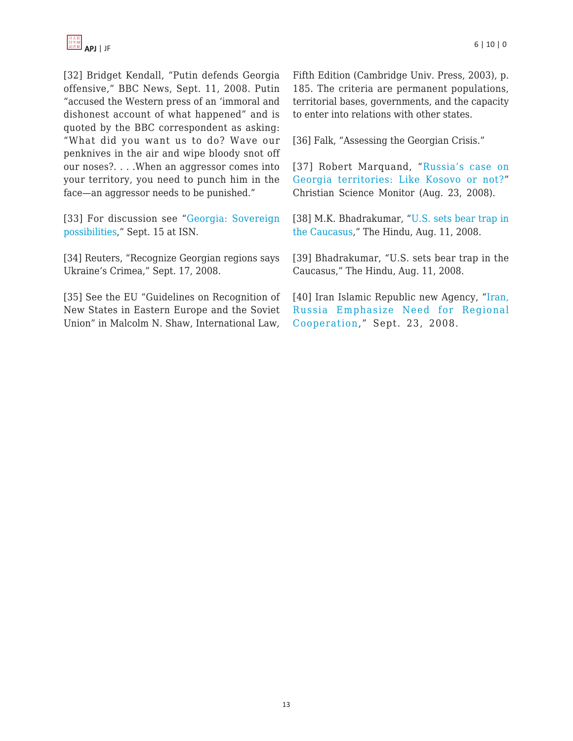[32] Bridget Kendall, "Putin defends Georgia offensive," BBC News, Sept. 11, 2008. Putin "accused the Western press of an 'immoral and dishonest account of what happened" and is quoted by the BBC correspondent as asking: "What did you want us to do? Wave our penknives in the air and wipe bloody snot off our noses?. . . .When an aggressor comes into your territory, you need to punch him in the face—an aggressor needs to be punished."

[33] For discussion see "Georgia: Sovereign possibilities," Sept. 15 at ISN.

[34] Reuters, "Recognize Georgian regions says Ukraine's Crimea," Sept. 17, 2008.

[35] See the EU "Guidelines on Recognition of New States in Eastern Europe and the Soviet Union" in Malcolm N. Shaw, International Law, Fifth Edition (Cambridge Univ. Press, 2003), p. 185. The criteria are permanent populations, territorial bases, governments, and the capacity to enter into relations with other states.

[36] Falk, "Assessing the Georgian Crisis."

[37] Robert Marquand, "Russia's case on Georgia territories: Like Kosovo or not?" Christian Science Monitor (Aug. 23, 2008).

[38] M.K. Bhadrakumar, "U.S. sets bear trap in the Caucasus," The Hindu, Aug. 11, 2008.

[39] Bhadrakumar, "U.S. sets bear trap in the Caucasus," The Hindu, Aug. 11, 2008.

[40] Iran Islamic Republic new Agency, "Iran, Russia Emphasize Need for Regional Cooperation," Sept. 23, 2008.